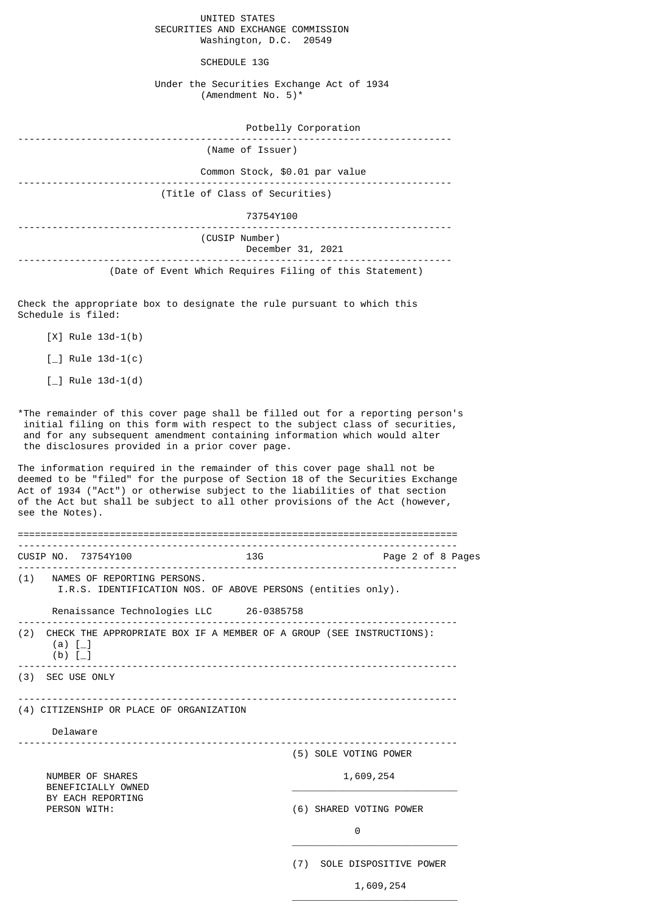UNITED STATES
SECURITIES AND EXCHANGE COMMISSION
Washington, D.C. 20549

# SCHEDULE 13G

Under the Securities Exchange Act of 1934
(Amendment No. 5)*

Potbelly Corporation

(Name of Issuer)

Common Stock, $0.01 par value

(Title of Class of Securities)

73754Y100

(CUSIP Number)

December 31, 2021

(Date of Event Which Requires Filing of this Statement)

Check the appropriate box to designate the rule pursuant to which this Schedule is filed:

[X] Rule 13d-1(b)

[_] Rule 13d-1(c)

[_] Rule 13d-1(d)

*The remainder of this cover page shall be filled out for a reporting person's initial filing on this form with respect to the subject class of securities, and for any subsequent amendment containing information which would alter the disclosures provided in a prior cover page.

The information required in the remainder of this cover page shall not be deemed to be "filed" for the purpose of Section 18 of the Securities Exchange Act of 1934 ("Act") or otherwise subject to the liabilities of that section of the Act but shall be subject to all other provisions of the Act (however, see the Notes).

---

CUSIP NO. 73754Y100 13G

(1) NAMES OF REPORTING PERSONS.
I.R.S. IDENTIFICATION NOS. OF ABOVE PERSONS (entities only).

Renaissance Technologies LLC 26-0385758

(2) CHECK THE APPROPRIATE BOX IF A MEMBER OF A GROUP (SEE INSTRUCTIONS):
(a) [_]
(b) [_]

(3) SEC USE ONLY

(4) CITIZENSHIP OR PLACE OF ORGANIZATION

Delaware

| NUMBER OF SHARES BENEFICIALLY OWNED BY EACH REPORTING PERSON WITH: | |
|---|---|
| (5) SOLE VOTING POWER | 1,609,254 |
| (6) SHARED VOTING POWER | 0 |
| (7) SOLE DISPOSITIVE POWER | 1,609,254 |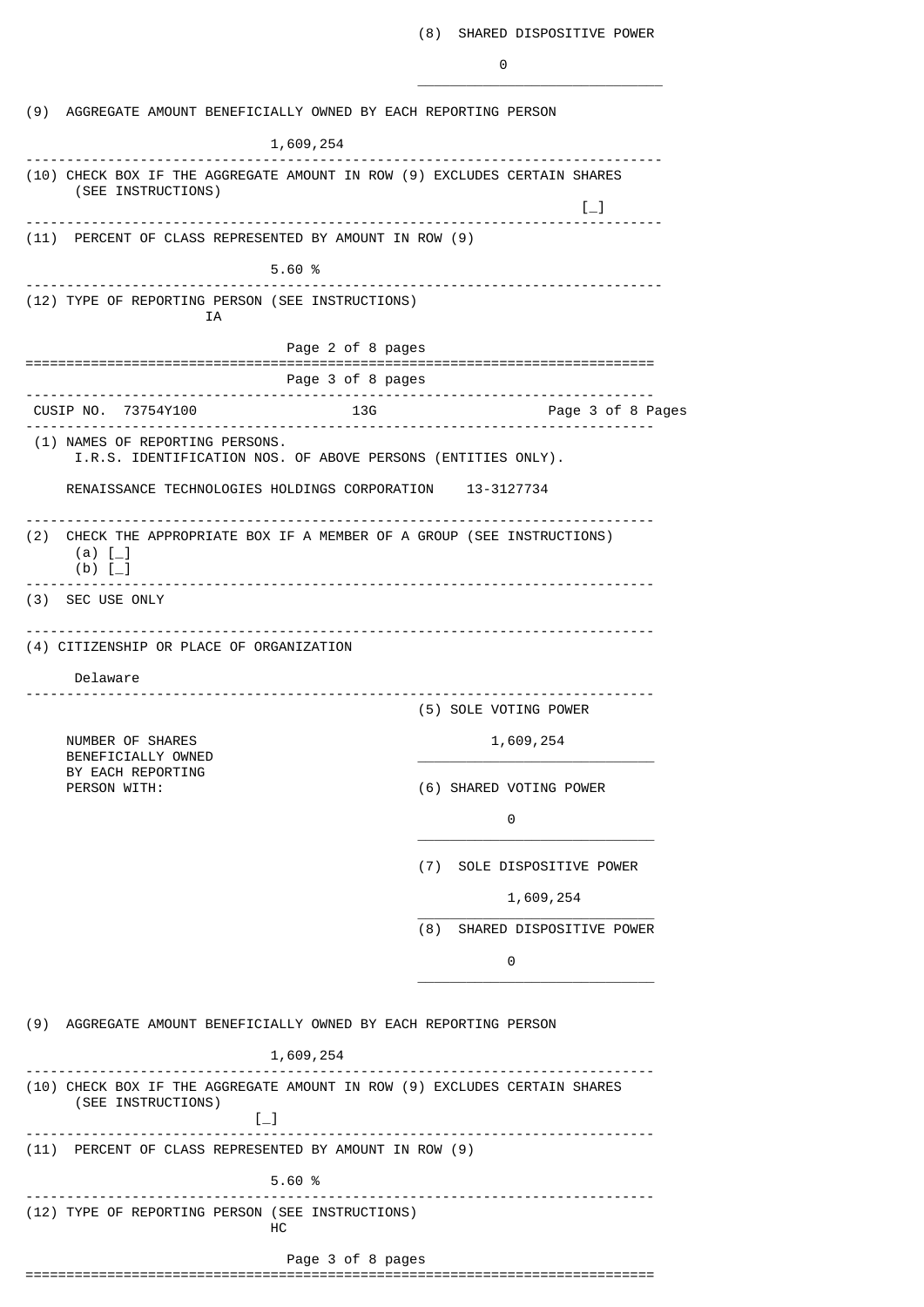(8) SHARED DISPOSITIVE POWER

0

(9) AGGREGATE AMOUNT BENEFICIALLY OWNED BY EACH REPORTING PERSON

1,609,254

(10) CHECK BOX IF THE AGGREGATE AMOUNT IN ROW (9) EXCLUDES CERTAIN SHARES (SEE INSTRUCTIONS)

[_]

(11) PERCENT OF CLASS REPRESENTED BY AMOUNT IN ROW (9)

5.60 %

(12) TYPE OF REPORTING PERSON (SEE INSTRUCTIONS)

IA

---

CUSIP NO. 73754Y100 13G

(1) NAMES OF REPORTING PERSONS.
I.R.S. IDENTIFICATION NOS. OF ABOVE PERSONS (ENTITIES ONLY).

RENAISSANCE TECHNOLOGIES HOLDINGS CORPORATION 13-3127734

(2) CHECK THE APPROPRIATE BOX IF A MEMBER OF A GROUP (SEE INSTRUCTIONS)
(a) [_]
(b) [_]

(3) SEC USE ONLY

(4) CITIZENSHIP OR PLACE OF ORGANIZATION

Delaware

| NUMBER OF SHARES BENEFICIALLY OWNED BY EACH REPORTING PERSON WITH: | |
|---|---|
| | (5) SOLE VOTING POWER<br>1,609,254 |
| | (6) SHARED VOTING POWER<br>0 |
| | (7) SOLE DISPOSITIVE POWER<br>1,609,254 |
| | (8) SHARED DISPOSITIVE POWER<br>0 |

(9) AGGREGATE AMOUNT BENEFICIALLY OWNED BY EACH REPORTING PERSON

1,609,254

(10) CHECK BOX IF THE AGGREGATE AMOUNT IN ROW (9) EXCLUDES CERTAIN SHARES (SEE INSTRUCTIONS)

[_]

(11) PERCENT OF CLASS REPRESENTED BY AMOUNT IN ROW (9)

5.60 %

(12) TYPE OF REPORTING PERSON (SEE INSTRUCTIONS)

HC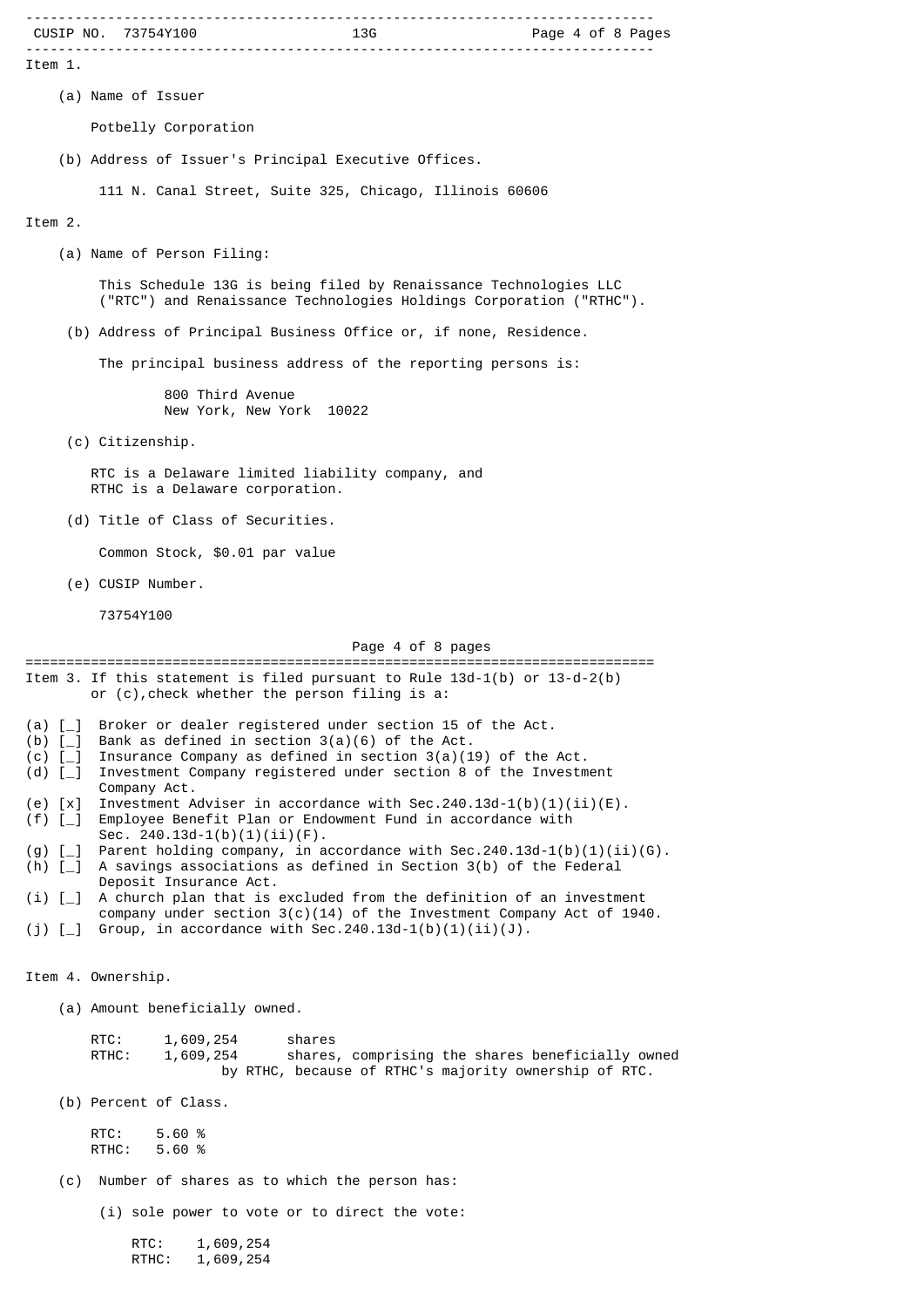Item 1.

(a) Name of Issuer

Potbelly Corporation

(b) Address of Issuer's Principal Executive Offices.

111 N. Canal Street, Suite 325, Chicago, Illinois 60606

Item 2.

(a) Name of Person Filing:

This Schedule 13G is being filed by Renaissance Technologies LLC ("RTC") and Renaissance Technologies Holdings Corporation ("RTHC").

(b) Address of Principal Business Office or, if none, Residence.

The principal business address of the reporting persons is:

800 Third Avenue
New York, New York 10022

(c) Citizenship.

RTC is a Delaware limited liability company, and
RTHC is a Delaware corporation.

(d) Title of Class of Securities.

Common Stock, $0.01 par value

(e) CUSIP Number.

73754Y100

Item 3. If this statement is filed pursuant to Rule 13d-1(b) or 13-d-2(b) or (c),check whether the person filing is a:

(a) [_] Broker or dealer registered under section 15 of the Act.
(b) [_] Bank as defined in section 3(a)(6) of the Act.
(c) [_] Insurance Company as defined in section 3(a)(19) of the Act.
(d) [_] Investment Company registered under section 8 of the Investment Company Act.
(e) [x] Investment Adviser in accordance with Sec.240.13d-1(b)(1)(ii)(E).
(f) [_] Employee Benefit Plan or Endowment Fund in accordance with Sec. 240.13d-1(b)(1)(ii)(F).
(g) [_] Parent holding company, in accordance with Sec.240.13d-1(b)(1)(ii)(G).
(h) [_] A savings associations as defined in Section 3(b) of the Federal Deposit Insurance Act.
(i) [_] A church plan that is excluded from the definition of an investment company under section 3(c)(14) of the Investment Company Act of 1940.
(j) [_] Group, in accordance with Sec.240.13d-1(b)(1)(ii)(J).

Item 4. Ownership.

(a) Amount beneficially owned.

RTC: 1,609,254 shares
RTHC: 1,609,254 shares, comprising the shares beneficially owned by RTHC, because of RTHC's majority ownership of RTC.

(b) Percent of Class.

RTC: 5.60 %
RTHC: 5.60 %

(c) Number of shares as to which the person has:

(i) sole power to vote or to direct the vote:

RTC: 1,609,254
RTHC: 1,609,254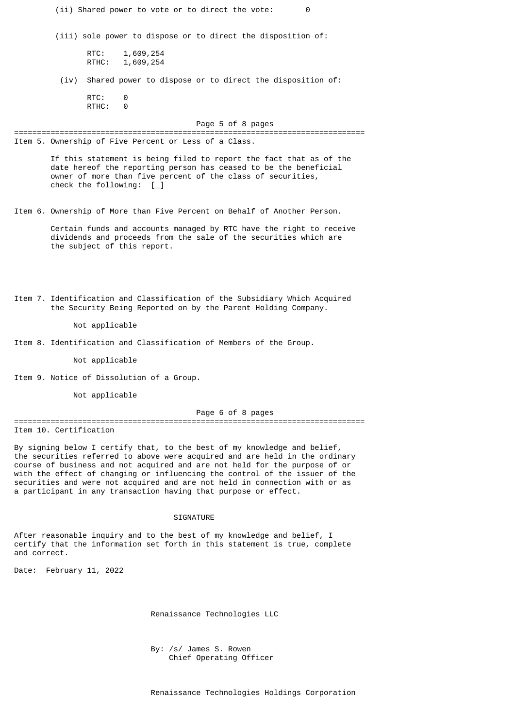(ii) Shared power to vote or to direct the vote: 0

(iii) sole power to dispose or to direct the disposition of:

RTC: 1,609,254
RTHC: 1,609,254

(iv) Shared power to dispose or to direct the disposition of:

RTC: 0
RTHC: 0

---

Item 5. Ownership of Five Percent or Less of a Class.

If this statement is being filed to report the fact that as of the date hereof the reporting person has ceased to be the beneficial owner of more than five percent of the class of securities, check the following: [_]

Item 6. Ownership of More than Five Percent on Behalf of Another Person.

Certain funds and accounts managed by RTC have the right to receive dividends and proceeds from the sale of the securities which are the subject of this report.

Item 7. Identification and Classification of the Subsidiary Which Acquired the Security Being Reported on by the Parent Holding Company.

Not applicable

Item 8. Identification and Classification of Members of the Group.

Not applicable

Item 9. Notice of Dissolution of a Group.

Not applicable

---

Item 10. Certification

By signing below I certify that, to the best of my knowledge and belief, the securities referred to above were acquired and are held in the ordinary course of business and not acquired and are not held for the purpose of or with the effect of changing or influencing the control of the issuer of the securities and were not acquired and are not held in connection with or as a participant in any transaction having that purpose or effect.

SIGNATURE

After reasonable inquiry and to the best of my knowledge and belief, I certify that the information set forth in this statement is true, complete and correct.

Date: February 11, 2022

Renaissance Technologies LLC

By: /s/ James S. Rowen
Chief Operating Officer

Renaissance Technologies Holdings Corporation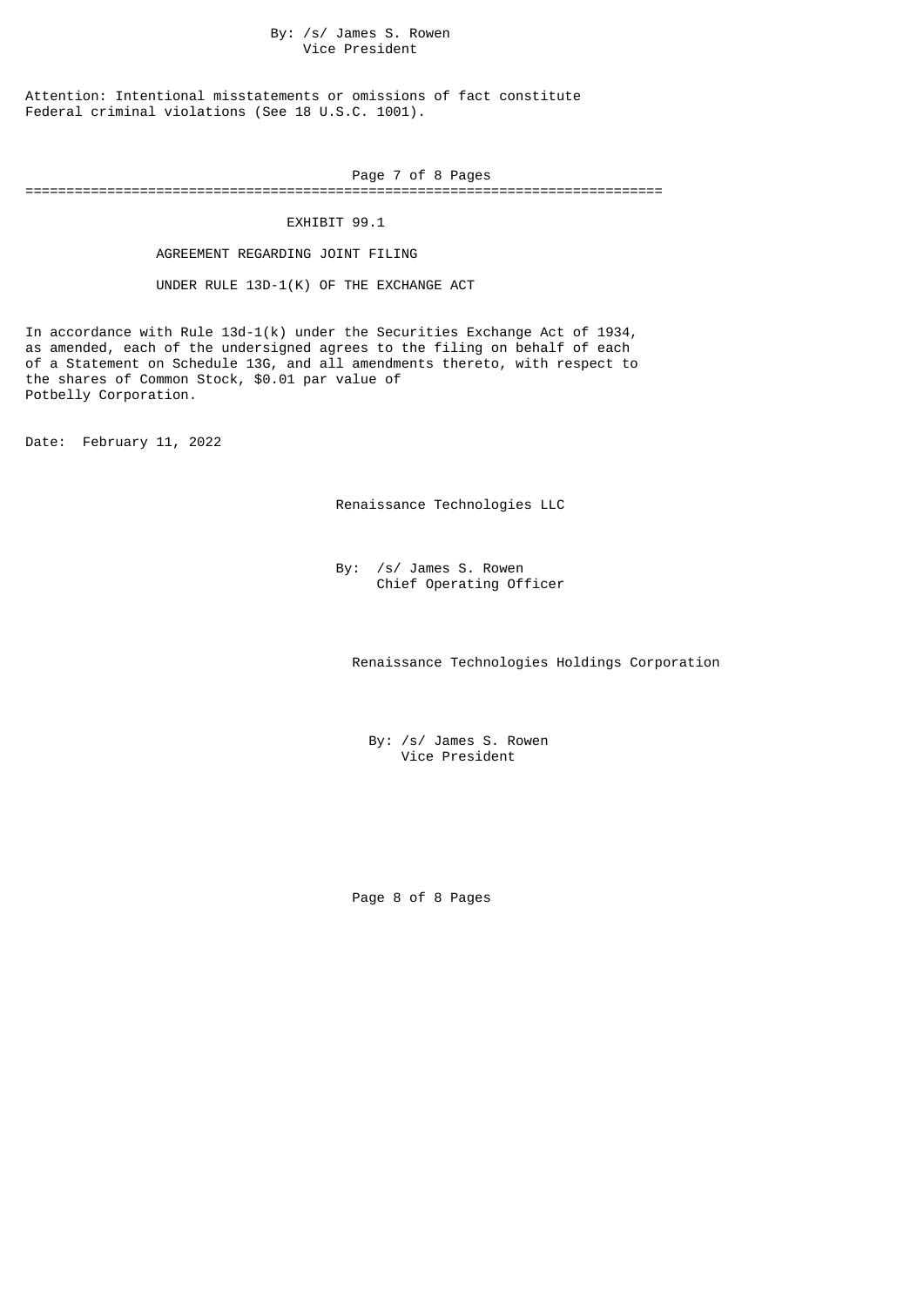By: /s/ James S. Rowen
Vice President

Attention: Intentional misstatements or omissions of fact constitute Federal criminal violations (See 18 U.S.C. 1001).

---

EXHIBIT 99.1

AGREEMENT REGARDING JOINT FILING

UNDER RULE 13D-1(K) OF THE EXCHANGE ACT

In accordance with Rule 13d-1(k) under the Securities Exchange Act of 1934, as amended, each of the undersigned agrees to the filing on behalf of each of a Statement on Schedule 13G, and all amendments thereto, with respect to the shares of Common Stock, $0.01 par value of Potbelly Corporation.

Date: February 11, 2022

Renaissance Technologies LLC

By: /s/ James S. Rowen
Chief Operating Officer

Renaissance Technologies Holdings Corporation

By: /s/ James S. Rowen
Vice President